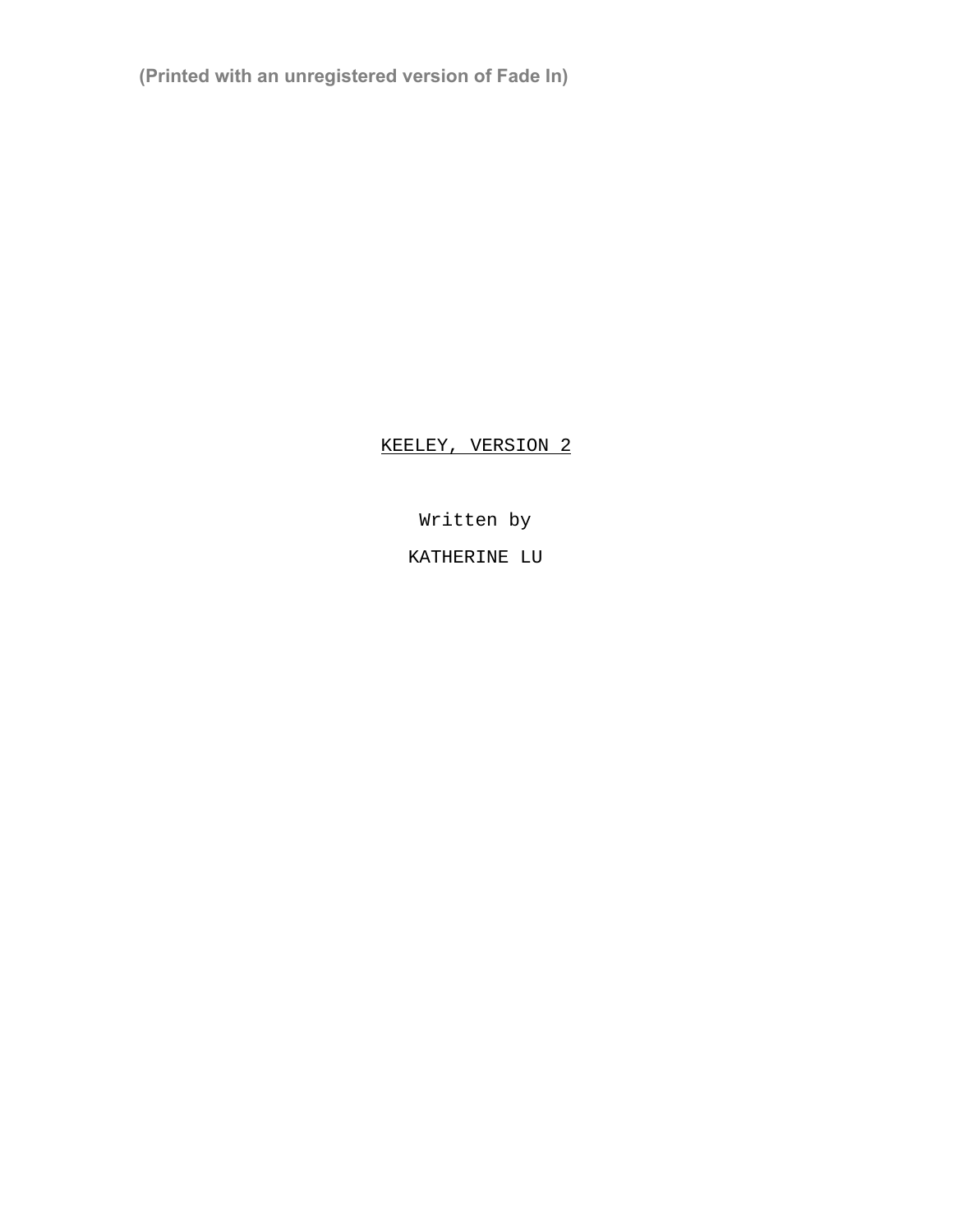(Printed with an unregistered version of Fade In)

<u>KEELEY, VERSION 2</u>

Written by

KATHERINE LU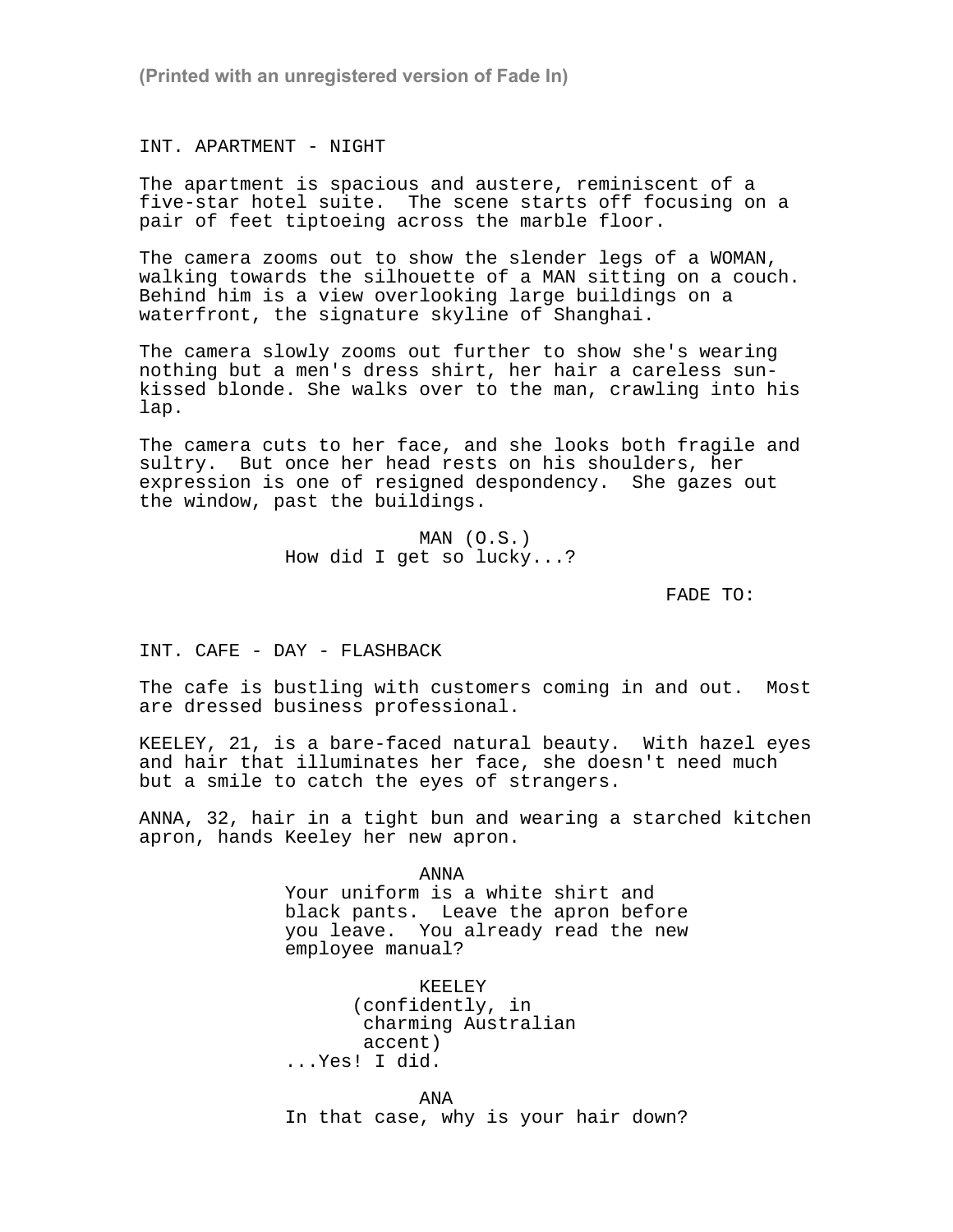INT. APARTMENT - NIGHT

The apartment is spacious and austere, reminiscent of a five-star hotel suite. The scene starts off focusing on a pair of feet tiptoeing across the marble floor.

The camera zooms out to show the slender legs of a WOMAN, walking towards the silhouette of a MAN sitting on a couch. Behind him is a view overlooking large buildings on a waterfront, the signature skyline of Shanghai.

The camera slowly zooms out further to show she's wearing nothing but a men's dress shirt, her hair a careless sun-kissed blonde. She walks over to the man, crawling into his lap.

The camera cuts to her face, and she looks both fragile and sultry. But once her head rests on his shoulders, her expression is one of resigned despondency. She gazes out the window, past the buildings.

MAN (O.S.)
How did I get so lucky...?

FADE TO:

INT. CAFE - DAY - FLASHBACK

The cafe is bustling with customers coming in and out. Most are dressed business professional.

KEELEY, 21, is a bare-faced natural beauty. With hazel eyes and hair that illuminates her face, she doesn't need much but a smile to catch the eyes of strangers.

ANNA, 32, hair in a tight bun and wearing a starched kitchen apron, hands Keeley her new apron.

ANNA
Your uniform is a white shirt and black pants. Leave the apron before you leave. You already read the new employee manual?

KEELEY
(confidently, in charming Australian accent)
...Yes! I did.

ANA
In that case, why is your hair down?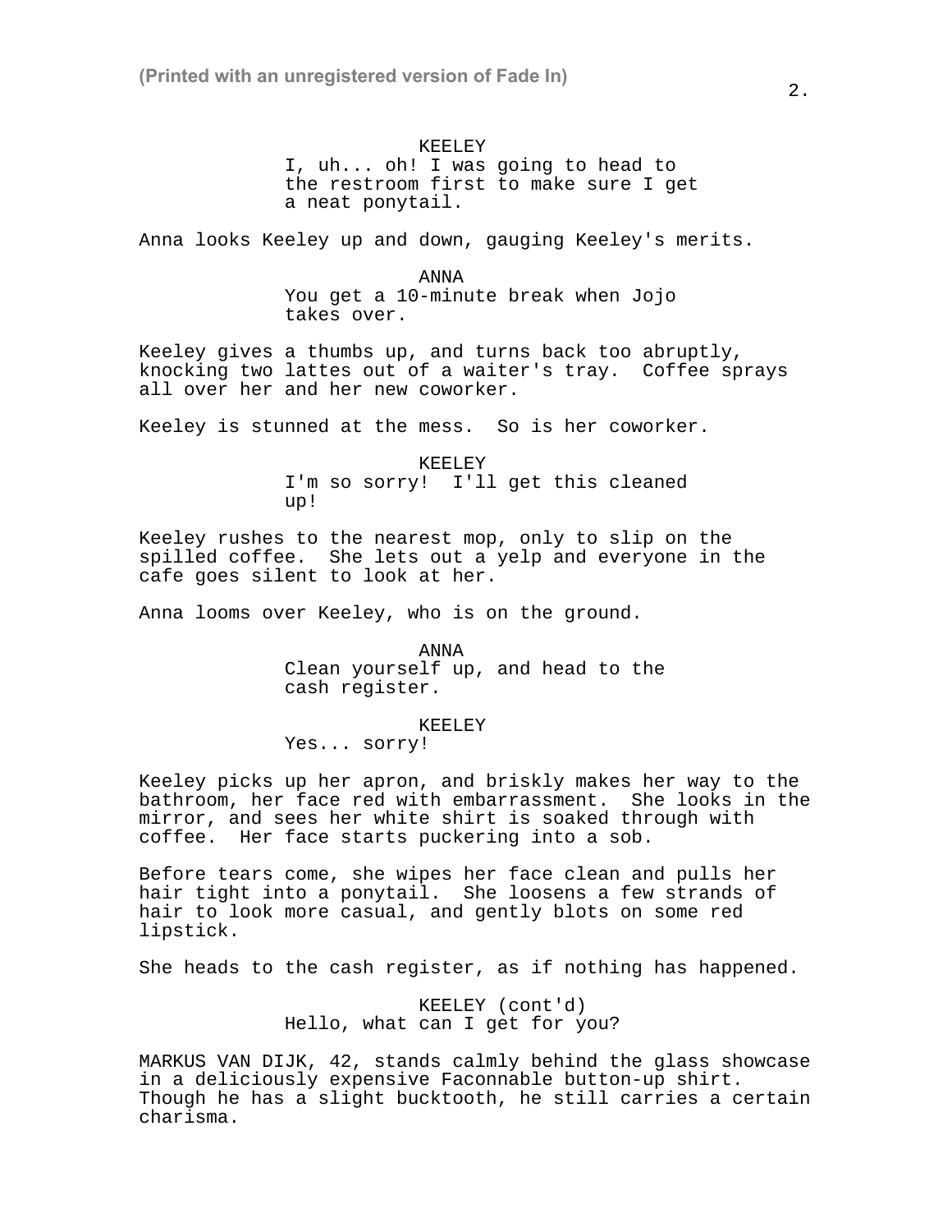KEELEY
I, uh... oh! I was going to head to the restroom first to make sure I get a neat ponytail.

Anna looks Keeley up and down, gauging Keeley's merits.

ANNA
You get a 10-minute break when Jojo takes over.

Keeley gives a thumbs up, and turns back too abruptly, knocking two lattes out of a waiter's tray. Coffee sprays all over her and her new coworker.

Keeley is stunned at the mess. So is her coworker.

KEELEY
I'm so sorry! I'll get this cleaned up!

Keeley rushes to the nearest mop, only to slip on the spilled coffee. She lets out a yelp and everyone in the cafe goes silent to look at her.

Anna looms over Keeley, who is on the ground.

ANNA
Clean yourself up, and head to the cash register.

KEELEY
Yes... sorry!

Keeley picks up her apron, and briskly makes her way to the bathroom, her face red with embarrassment. She looks in the mirror, and sees her white shirt is soaked through with coffee. Her face starts puckering into a sob.

Before tears come, she wipes her face clean and pulls her hair tight into a ponytail. She loosens a few strands of hair to look more casual, and gently blots on some red lipstick.

She heads to the cash register, as if nothing has happened.

KEELEY (cont'd)
Hello, what can I get for you?

MARKUS VAN DIJK, 42, stands calmly behind the glass showcase in a deliciously expensive Faconnable button-up shirt. Though he has a slight bucktooth, he still carries a certain charisma.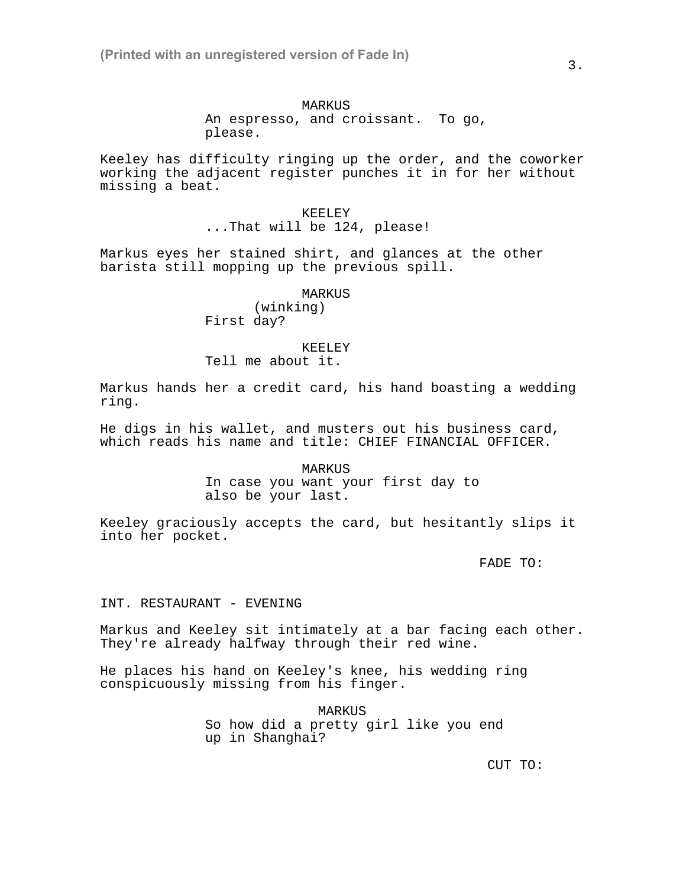MARKUS
An espresso, and croissant.  To go, please.

Keeley has difficulty ringing up the order, and the coworker working the adjacent register punches it in for her without missing a beat.

KEELEY
...That will be 124, please!

Markus eyes her stained shirt, and glances at the other barista still mopping up the previous spill.

MARKUS
(winking)
First day?

KEELEY
Tell me about it.

Markus hands her a credit card, his hand boasting a wedding ring.

He digs in his wallet, and musters out his business card, which reads his name and title: CHIEF FINANCIAL OFFICER.

MARKUS
In case you want your first day to also be your last.

Keeley graciously accepts the card, but hesitantly slips it into her pocket.

FADE TO:

INT. RESTAURANT - EVENING

Markus and Keeley sit intimately at a bar facing each other. They're already halfway through their red wine.

He places his hand on Keeley's knee, his wedding ring conspicuously missing from his finger.

MARKUS
So how did a pretty girl like you end up in Shanghai?

CUT TO: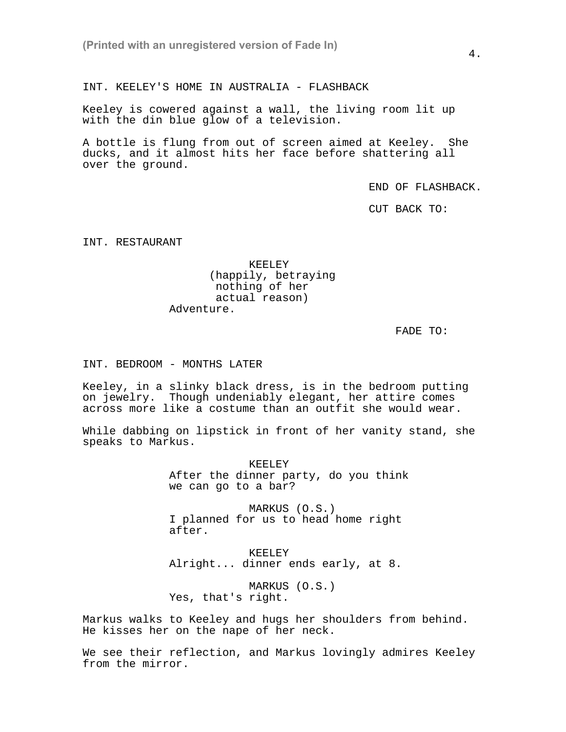INT. KEELEY'S HOME IN AUSTRALIA - FLASHBACK

Keeley is cowered against a wall, the living room lit up with the din blue glow of a television.

A bottle is flung from out of screen aimed at Keeley. She ducks, and it almost hits her face before shattering all over the ground.

END OF FLASHBACK.

CUT BACK TO:

INT. RESTAURANT

KEELEY
(happily, betraying nothing of her actual reason)
Adventure.

FADE TO:

INT. BEDROOM - MONTHS LATER

Keeley, in a slinky black dress, is in the bedroom putting on jewelry. Though undeniably elegant, her attire comes across more like a costume than an outfit she would wear.

While dabbing on lipstick in front of her vanity stand, she speaks to Markus.

KEELEY
After the dinner party, do you think we can go to a bar?

MARKUS (O.S.)
I planned for us to head home right after.

KEELEY
Alright... dinner ends early, at 8.

MARKUS (O.S.)
Yes, that's right.

Markus walks to Keeley and hugs her shoulders from behind. He kisses her on the nape of her neck.

We see their reflection, and Markus lovingly admires Keeley from the mirror.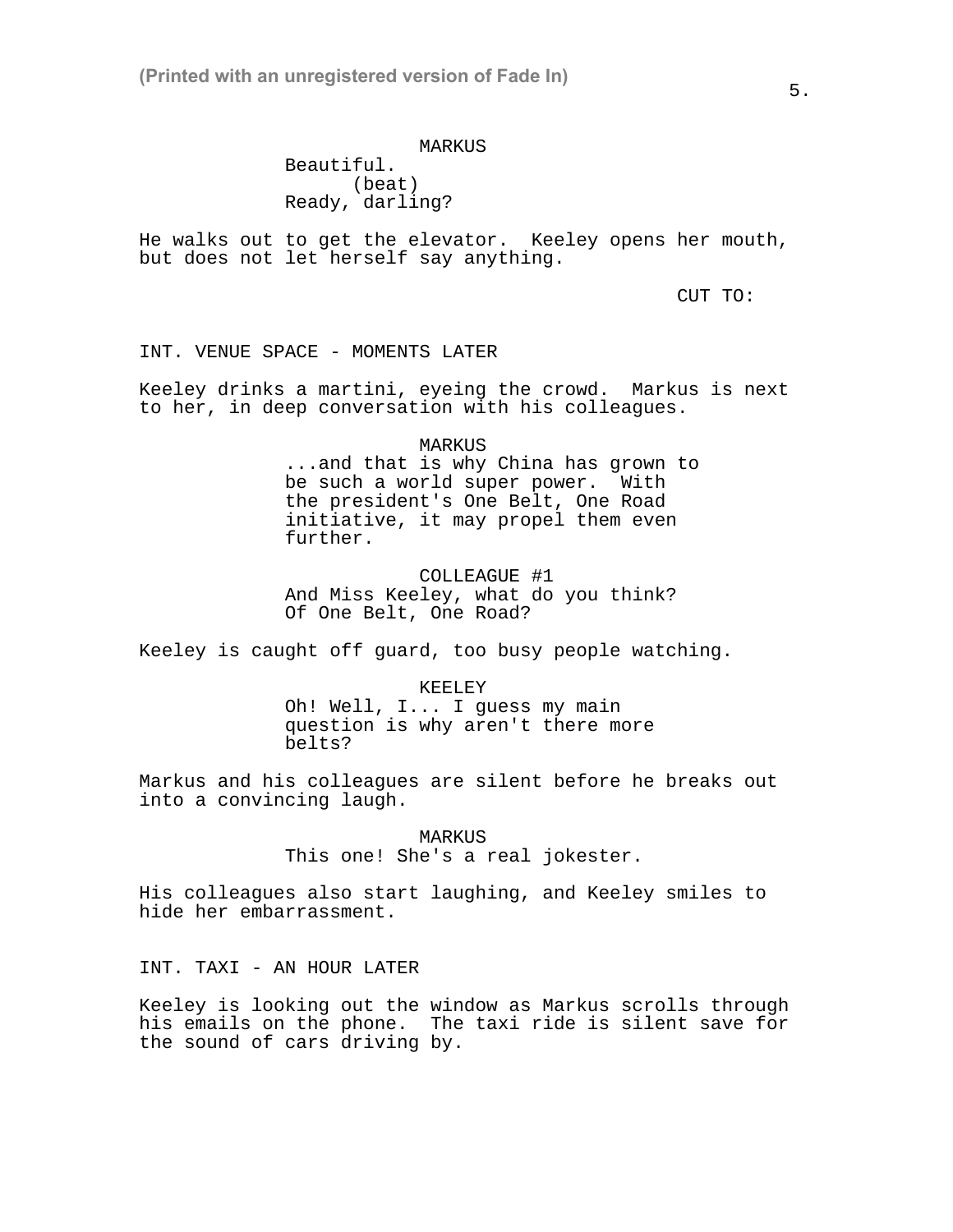MARKUS
Beautiful.
(beat)
Ready, darling?

He walks out to get the elevator. Keeley opens her mouth, but does not let herself say anything.

CUT TO:

INT. VENUE SPACE - MOMENTS LATER

Keeley drinks a martini, eyeing the crowd. Markus is next to her, in deep conversation with his colleagues.

MARKUS
...and that is why China has grown to be such a world super power. With the president's One Belt, One Road initiative, it may propel them even further.

COLLEAGUE #1
And Miss Keeley, what do you think? Of One Belt, One Road?

Keeley is caught off guard, too busy people watching.

KEELEY
Oh! Well, I... I guess my main question is why aren't there more belts?

Markus and his colleagues are silent before he breaks out into a convincing laugh.

MARKUS
This one! She's a real jokester.

His colleagues also start laughing, and Keeley smiles to hide her embarrassment.

INT. TAXI - AN HOUR LATER

Keeley is looking out the window as Markus scrolls through his emails on the phone. The taxi ride is silent save for the sound of cars driving by.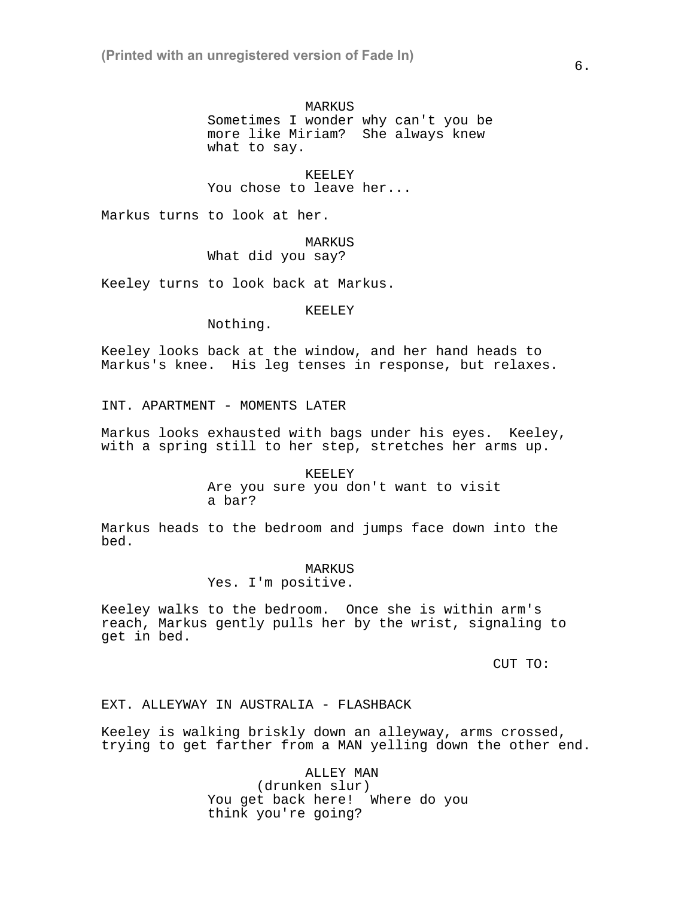MARKUS
Sometimes I wonder why can't you be more like Miriam? She always knew what to say.

KEELEY
You chose to leave her...

Markus turns to look at her.

MARKUS
What did you say?

Keeley turns to look back at Markus.

KEELEY
Nothing.

Keeley looks back at the window, and her hand heads to Markus's knee. His leg tenses in response, but relaxes.

INT. APARTMENT - MOMENTS LATER

Markus looks exhausted with bags under his eyes. Keeley, with a spring still to her step, stretches her arms up.

KEELEY
Are you sure you don't want to visit a bar?

Markus heads to the bedroom and jumps face down into the bed.

MARKUS
Yes. I'm positive.

Keeley walks to the bedroom. Once she is within arm's reach, Markus gently pulls her by the wrist, signaling to get in bed.

CUT TO:

EXT. ALLEYWAY IN AUSTRALIA - FLASHBACK

Keeley is walking briskly down an alleyway, arms crossed, trying to get farther from a MAN yelling down the other end.

ALLEY MAN
(drunken slur)
You get back here! Where do you think you're going?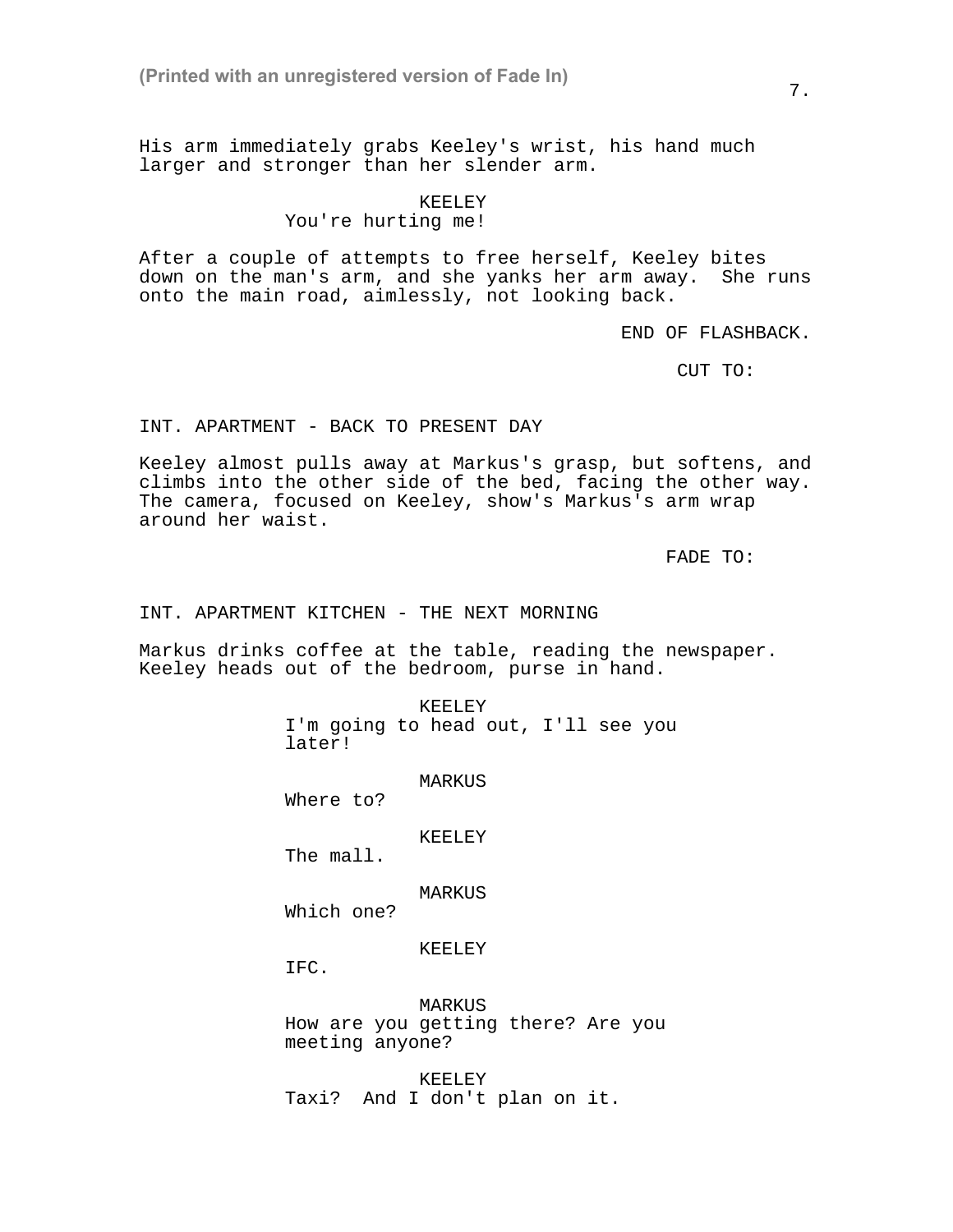His arm immediately grabs Keeley's wrist, his hand much larger and stronger than her slender arm.

KEELEY
You're hurting me!

After a couple of attempts to free herself, Keeley bites down on the man's arm, and she yanks her arm away. She runs onto the main road, aimlessly, not looking back.

END OF FLASHBACK.

CUT TO:

INT. APARTMENT - BACK TO PRESENT DAY

Keeley almost pulls away at Markus's grasp, but softens, and climbs into the other side of the bed, facing the other way. The camera, focused on Keeley, show's Markus's arm wrap around her waist.

FADE TO:

INT. APARTMENT KITCHEN - THE NEXT MORNING

Markus drinks coffee at the table, reading the newspaper. Keeley heads out of the bedroom, purse in hand.

KEELEY
I'm going to head out, I'll see you later!

MARKUS
Where to?

KEELEY
The mall.

MARKUS
Which one?

KEELEY
IFC.

MARKUS
How are you getting there? Are you meeting anyone?

KEELEY
Taxi? And I don't plan on it.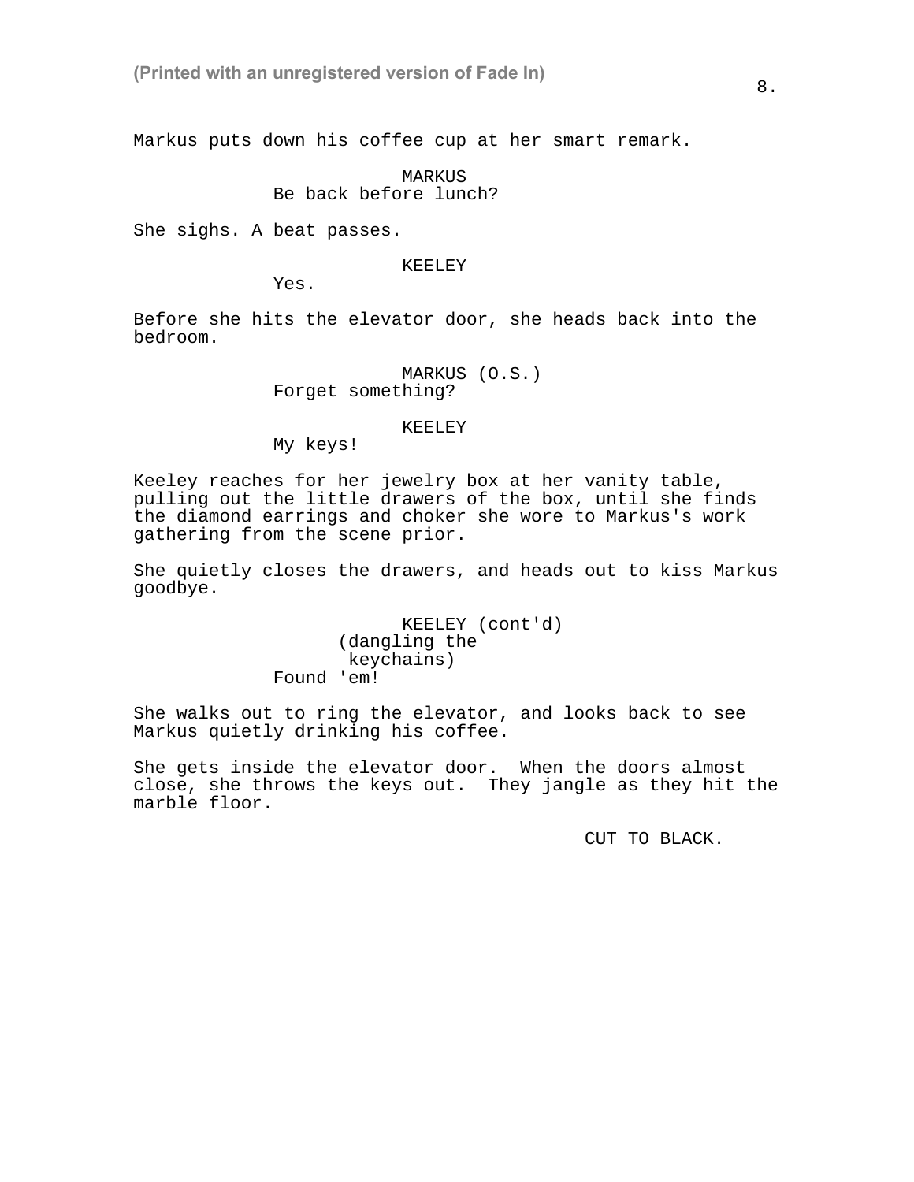Markus puts down his coffee cup at her smart remark.

MARKUS
Be back before lunch?

She sighs. A beat passes.

KEELEY
Yes.

Before she hits the elevator door, she heads back into the bedroom.

MARKUS (O.S.)
Forget something?

KEELEY
My keys!

Keeley reaches for her jewelry box at her vanity table, pulling out the little drawers of the box, until she finds the diamond earrings and choker she wore to Markus's work gathering from the scene prior.

She quietly closes the drawers, and heads out to kiss Markus goodbye.

KEELEY (cont'd)
(dangling the keychains)
Found 'em!

She walks out to ring the elevator, and looks back to see Markus quietly drinking his coffee.

She gets inside the elevator door. When the doors almost close, she throws the keys out. They jangle as they hit the marble floor.

CUT TO BLACK.